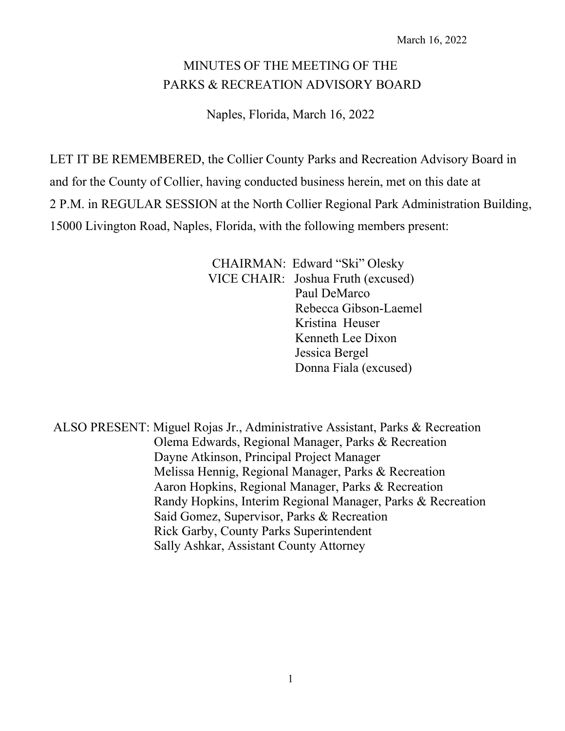March 16, 2022

# MINUTES OF THE MEETING OF THE PARKS & RECREATION ADVISORY BOARD

Naples, Florida, March 16, 2022

LET IT BE REMEMBERED, the Collier County Parks and Recreation Advisory Board in and for the County of Collier, having conducted business herein, met on this date at 2 P.M. in REGULAR SESSION at the North Collier Regional Park Administration Building, 15000 Livington Road, Naples, Florida, with the following members present:

CHAIRMAN: Edward "Ski" Olesky
VICE CHAIR: Joshua Fruth (excused)
Paul DeMarco
Rebecca Gibson-Laemel
Kristina Heuser
Kenneth Lee Dixon
Jessica Bergel
Donna Fiala (excused)

ALSO PRESENT: Miguel Rojas Jr., Administrative Assistant, Parks & Recreation
Olema Edwards, Regional Manager, Parks & Recreation
Dayne Atkinson, Principal Project Manager
Melissa Hennig, Regional Manager, Parks & Recreation
Aaron Hopkins, Regional Manager, Parks & Recreation
Randy Hopkins, Interim Regional Manager, Parks & Recreation
Said Gomez, Supervisor, Parks & Recreation
Rick Garby, County Parks Superintendent
Sally Ashkar, Assistant County Attorney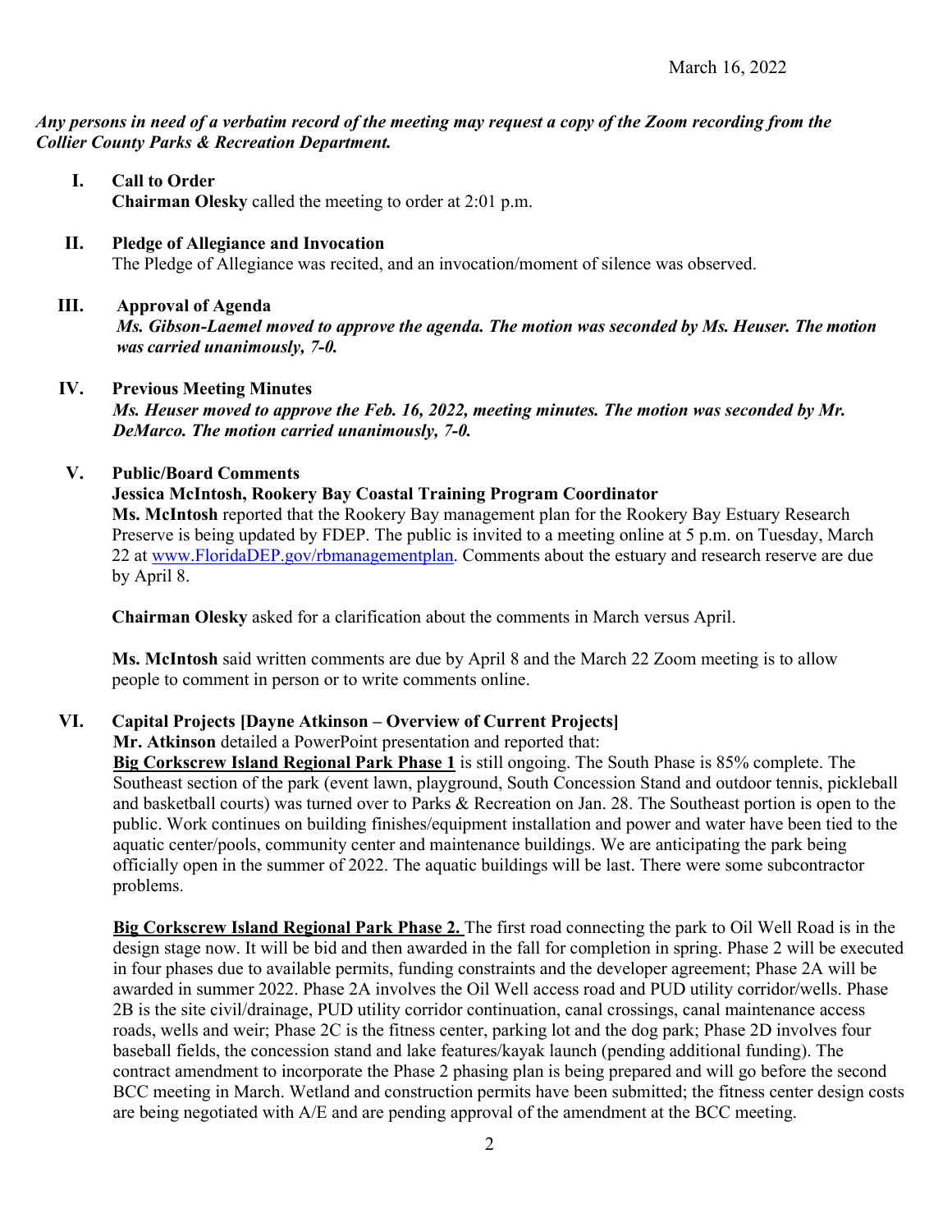March 16, 2022

***Any persons in need of a verbatim record of the meeting may request a copy of the Zoom recording from the Collier County Parks & Recreation Department.***

## I. Call to Order

**Chairman Olesky** called the meeting to order at 2:01 p.m.

## II. Pledge of Allegiance and Invocation

The Pledge of Allegiance was recited, and an invocation/moment of silence was observed.

## III. Approval of Agenda

***Ms. Gibson-Laemel moved to approve the agenda. The motion was seconded by Ms. Heuser. The motion was carried unanimously, 7-0.***

## IV. Previous Meeting Minutes

***Ms. Heuser moved to approve the Feb. 16, 2022, meeting minutes. The motion was seconded by Mr. DeMarco. The motion carried unanimously, 7-0.***

## V. Public/Board Comments

**Jessica McIntosh, Rookery Bay Coastal Training Program Coordinator**

**Ms. McIntosh** reported that the Rookery Bay management plan for the Rookery Bay Estuary Research Preserve is being updated by FDEP. The public is invited to a meeting online at 5 p.m. on Tuesday, March 22 at www.FloridaDEP.gov/rbmanagementplan. Comments about the estuary and research reserve are due by April 8.

**Chairman Olesky** asked for a clarification about the comments in March versus April.

**Ms. McIntosh** said written comments are due by April 8 and the March 22 Zoom meeting is to allow people to comment in person or to write comments online.

## VI. Capital Projects [Dayne Atkinson – Overview of Current Projects]

**Mr. Atkinson** detailed a PowerPoint presentation and reported that:

**Big Corkscrew Island Regional Park Phase 1** is still ongoing. The South Phase is 85% complete. The Southeast section of the park (event lawn, playground, South Concession Stand and outdoor tennis, pickleball and basketball courts) was turned over to Parks & Recreation on Jan. 28. The Southeast portion is open to the public. Work continues on building finishes/equipment installation and power and water have been tied to the aquatic center/pools, community center and maintenance buildings. We are anticipating the park being officially open in the summer of 2022. The aquatic buildings will be last. There were some subcontractor problems.

**Big Corkscrew Island Regional Park Phase 2.** The first road connecting the park to Oil Well Road is in the design stage now. It will be bid and then awarded in the fall for completion in spring. Phase 2 will be executed in four phases due to available permits, funding constraints and the developer agreement; Phase 2A will be awarded in summer 2022. Phase 2A involves the Oil Well access road and PUD utility corridor/wells. Phase 2B is the site civil/drainage, PUD utility corridor continuation, canal crossings, canal maintenance access roads, wells and weir; Phase 2C is the fitness center, parking lot and the dog park; Phase 2D involves four baseball fields, the concession stand and lake features/kayak launch (pending additional funding). The contract amendment to incorporate the Phase 2 phasing plan is being prepared and will go before the second BCC meeting in March. Wetland and construction permits have been submitted; the fitness center design costs are being negotiated with A/E and are pending approval of the amendment at the BCC meeting.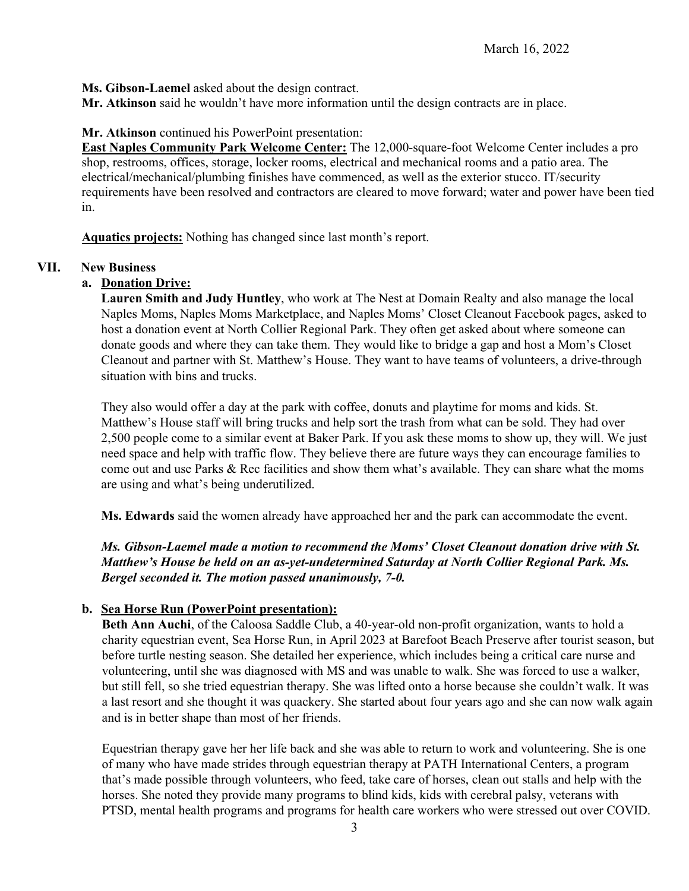**Ms. Gibson-Laemel** asked about the design contract.
**Mr. Atkinson** said he wouldn't have more information until the design contracts are in place.

**Mr. Atkinson** continued his PowerPoint presentation:
**East Naples Community Park Welcome Center:** The 12,000-square-foot Welcome Center includes a pro shop, restrooms, offices, storage, locker rooms, electrical and mechanical rooms and a patio area. The electrical/mechanical/plumbing finishes have commenced, as well as the exterior stucco. IT/security requirements have been resolved and contractors are cleared to move forward; water and power have been tied in.

**Aquatics projects:** Nothing has changed since last month's report.

## VII. New Business

### a. Donation Drive:

**Lauren Smith and Judy Huntley**, who work at The Nest at Domain Realty and also manage the local Naples Moms, Naples Moms Marketplace, and Naples Moms' Closet Cleanout Facebook pages, asked to host a donation event at North Collier Regional Park. They often get asked about where someone can donate goods and where they can take them. They would like to bridge a gap and host a Mom's Closet Cleanout and partner with St. Matthew's House. They want to have teams of volunteers, a drive-through situation with bins and trucks.

They also would offer a day at the park with coffee, donuts and playtime for moms and kids. St. Matthew's House staff will bring trucks and help sort the trash from what can be sold. They had over 2,500 people come to a similar event at Baker Park. If you ask these moms to show up, they will. We just need space and help with traffic flow. They believe there are future ways they can encourage families to come out and use Parks & Rec facilities and show them what's available. They can share what the moms are using and what's being underutilized.

**Ms. Edwards** said the women already have approached her and the park can accommodate the event.

***Ms. Gibson-Laemel made a motion to recommend the Moms' Closet Cleanout donation drive with St. Matthew's House be held on an as-yet-undetermined Saturday at North Collier Regional Park. Ms. Bergel seconded it. The motion passed unanimously, 7-0.***

### b. Sea Horse Run (PowerPoint presentation):

**Beth Ann Auchi**, of the Caloosa Saddle Club, a 40-year-old non-profit organization, wants to hold a charity equestrian event, Sea Horse Run, in April 2023 at Barefoot Beach Preserve after tourist season, but before turtle nesting season. She detailed her experience, which includes being a critical care nurse and volunteering, until she was diagnosed with MS and was unable to walk. She was forced to use a walker, but still fell, so she tried equestrian therapy. She was lifted onto a horse because she couldn't walk. It was a last resort and she thought it was quackery. She started about four years ago and she can now walk again and is in better shape than most of her friends.

Equestrian therapy gave her her life back and she was able to return to work and volunteering. She is one of many who have made strides through equestrian therapy at PATH International Centers, a program that's made possible through volunteers, who feed, take care of horses, clean out stalls and help with the horses. She noted they provide many programs to blind kids, kids with cerebral palsy, veterans with PTSD, mental health programs and programs for health care workers who were stressed out over COVID.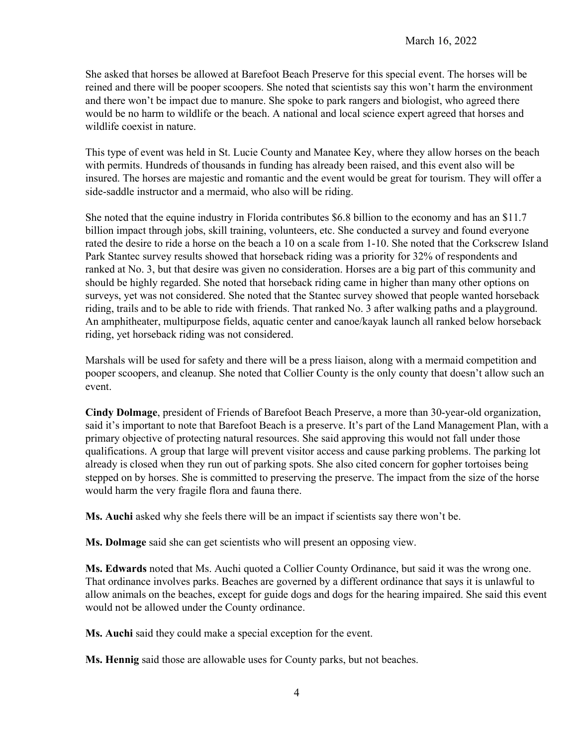She asked that horses be allowed at Barefoot Beach Preserve for this special event. The horses will be reined and there will be pooper scoopers. She noted that scientists say this won't harm the environment and there won't be impact due to manure. She spoke to park rangers and biologist, who agreed there would be no harm to wildlife or the beach. A national and local science expert agreed that horses and wildlife coexist in nature.

This type of event was held in St. Lucie County and Manatee Key, where they allow horses on the beach with permits. Hundreds of thousands in funding has already been raised, and this event also will be insured. The horses are majestic and romantic and the event would be great for tourism. They will offer a side-saddle instructor and a mermaid, who also will be riding.

She noted that the equine industry in Florida contributes $6.8 billion to the economy and has an $11.7 billion impact through jobs, skill training, volunteers, etc. She conducted a survey and found everyone rated the desire to ride a horse on the beach a 10 on a scale from 1-10. She noted that the Corkscrew Island Park Stantec survey results showed that horseback riding was a priority for 32% of respondents and ranked at No. 3, but that desire was given no consideration. Horses are a big part of this community and should be highly regarded. She noted that horseback riding came in higher than many other options on surveys, yet was not considered. She noted that the Stantec survey showed that people wanted horseback riding, trails and to be able to ride with friends. That ranked No. 3 after walking paths and a playground. An amphitheater, multipurpose fields, aquatic center and canoe/kayak launch all ranked below horseback riding, yet horseback riding was not considered.

Marshals will be used for safety and there will be a press liaison, along with a mermaid competition and pooper scoopers, and cleanup. She noted that Collier County is the only county that doesn't allow such an event.

**Cindy Dolmage**, president of Friends of Barefoot Beach Preserve, a more than 30-year-old organization, said it's important to note that Barefoot Beach is a preserve. It's part of the Land Management Plan, with a primary objective of protecting natural resources. She said approving this would not fall under those qualifications. A group that large will prevent visitor access and cause parking problems. The parking lot already is closed when they run out of parking spots. She also cited concern for gopher tortoises being stepped on by horses. She is committed to preserving the preserve. The impact from the size of the horse would harm the very fragile flora and fauna there.

**Ms. Auchi** asked why she feels there will be an impact if scientists say there won't be.

**Ms. Dolmage** said she can get scientists who will present an opposing view.

**Ms. Edwards** noted that Ms. Auchi quoted a Collier County Ordinance, but said it was the wrong one. That ordinance involves parks. Beaches are governed by a different ordinance that says it is unlawful to allow animals on the beaches, except for guide dogs and dogs for the hearing impaired. She said this event would not be allowed under the County ordinance.

**Ms. Auchi** said they could make a special exception for the event.

**Ms. Hennig** said those are allowable uses for County parks, but not beaches.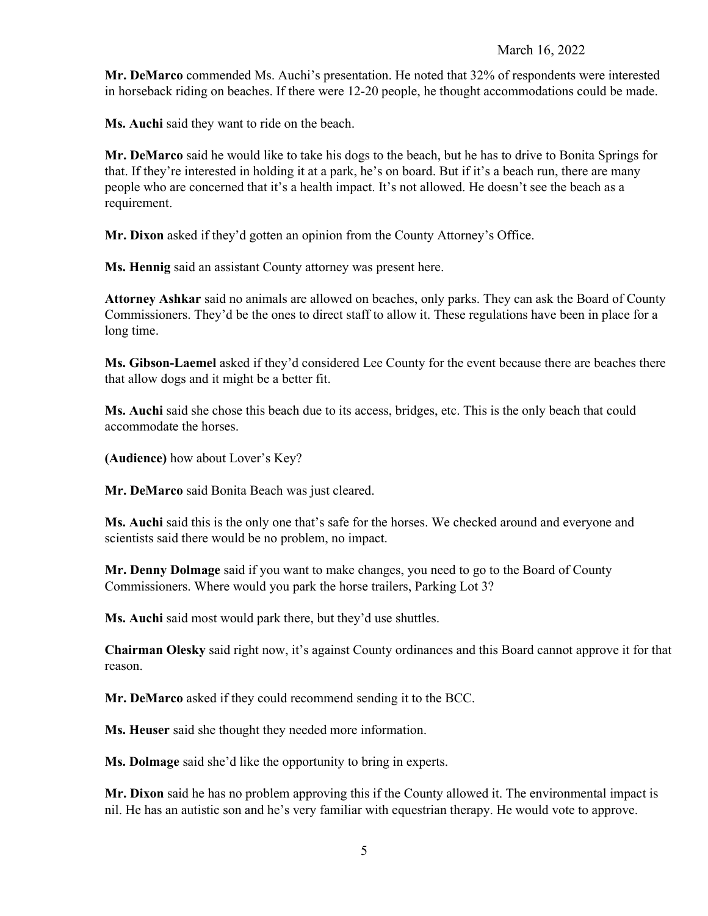**Mr. DeMarco** commended Ms. Auchi's presentation. He noted that 32% of respondents were interested in horseback riding on beaches. If there were 12-20 people, he thought accommodations could be made.

**Ms. Auchi** said they want to ride on the beach.

**Mr. DeMarco** said he would like to take his dogs to the beach, but he has to drive to Bonita Springs for that. If they're interested in holding it at a park, he's on board. But if it's a beach run, there are many people who are concerned that it's a health impact. It's not allowed. He doesn't see the beach as a requirement.

**Mr. Dixon** asked if they'd gotten an opinion from the County Attorney's Office.

**Ms. Hennig** said an assistant County attorney was present here.

**Attorney Ashkar** said no animals are allowed on beaches, only parks. They can ask the Board of County Commissioners. They'd be the ones to direct staff to allow it. These regulations have been in place for a long time.

**Ms. Gibson-Laemel** asked if they'd considered Lee County for the event because there are beaches there that allow dogs and it might be a better fit.

**Ms. Auchi** said she chose this beach due to its access, bridges, etc. This is the only beach that could accommodate the horses.

**(Audience)** how about Lover's Key?

**Mr. DeMarco** said Bonita Beach was just cleared.

**Ms. Auchi** said this is the only one that's safe for the horses. We checked around and everyone and scientists said there would be no problem, no impact.

**Mr. Denny Dolmage** said if you want to make changes, you need to go to the Board of County Commissioners. Where would you park the horse trailers, Parking Lot 3?

**Ms. Auchi** said most would park there, but they'd use shuttles.

**Chairman Olesky** said right now, it's against County ordinances and this Board cannot approve it for that reason.

**Mr. DeMarco** asked if they could recommend sending it to the BCC.

**Ms. Heuser** said she thought they needed more information.

**Ms. Dolmage** said she'd like the opportunity to bring in experts.

**Mr. Dixon** said he has no problem approving this if the County allowed it. The environmental impact is nil. He has an autistic son and he's very familiar with equestrian therapy. He would vote to approve.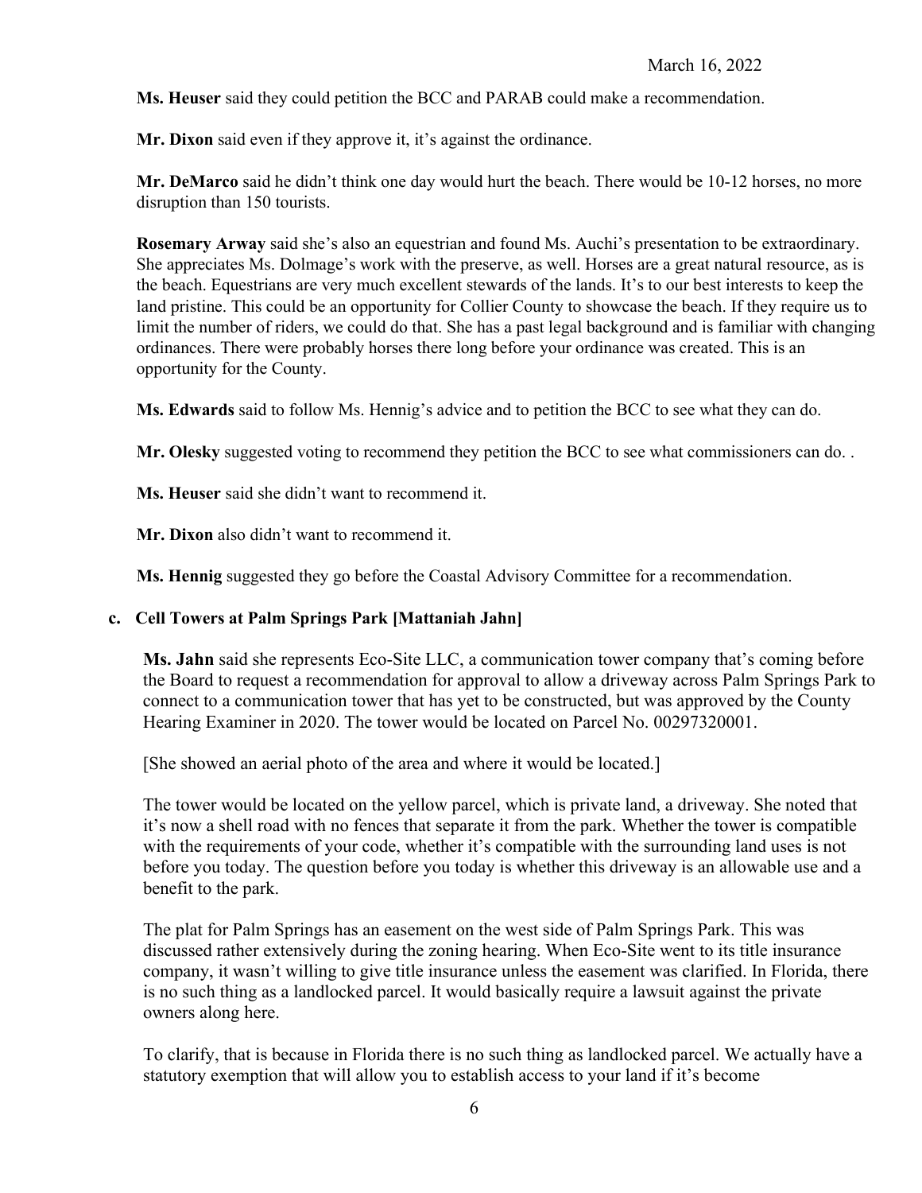**Ms. Heuser** said they could petition the BCC and PARAB could make a recommendation.

**Mr. Dixon** said even if they approve it, it's against the ordinance.

**Mr. DeMarco** said he didn't think one day would hurt the beach. There would be 10-12 horses, no more disruption than 150 tourists.

**Rosemary Arway** said she's also an equestrian and found Ms. Auchi's presentation to be extraordinary. She appreciates Ms. Dolmage's work with the preserve, as well. Horses are a great natural resource, as is the beach. Equestrians are very much excellent stewards of the lands. It's to our best interests to keep the land pristine. This could be an opportunity for Collier County to showcase the beach. If they require us to limit the number of riders, we could do that. She has a past legal background and is familiar with changing ordinances. There were probably horses there long before your ordinance was created. This is an opportunity for the County.

**Ms. Edwards** said to follow Ms. Hennig's advice and to petition the BCC to see what they can do.

**Mr. Olesky** suggested voting to recommend they petition the BCC to see what commissioners can do. .

**Ms. Heuser** said she didn't want to recommend it.

**Mr. Dixon** also didn't want to recommend it.

**Ms. Hennig** suggested they go before the Coastal Advisory Committee for a recommendation.

**c. Cell Towers at Palm Springs Park [Mattaniah Jahn]**

**Ms. Jahn** said she represents Eco-Site LLC, a communication tower company that's coming before the Board to request a recommendation for approval to allow a driveway across Palm Springs Park to connect to a communication tower that has yet to be constructed, but was approved by the County Hearing Examiner in 2020. The tower would be located on Parcel No. 00297320001.

[She showed an aerial photo of the area and where it would be located.]

The tower would be located on the yellow parcel, which is private land, a driveway. She noted that it's now a shell road with no fences that separate it from the park. Whether the tower is compatible with the requirements of your code, whether it's compatible with the surrounding land uses is not before you today. The question before you today is whether this driveway is an allowable use and a benefit to the park.

The plat for Palm Springs has an easement on the west side of Palm Springs Park. This was discussed rather extensively during the zoning hearing. When Eco-Site went to its title insurance company, it wasn't willing to give title insurance unless the easement was clarified. In Florida, there is no such thing as a landlocked parcel. It would basically require a lawsuit against the private owners along here.

To clarify, that is because in Florida there is no such thing as landlocked parcel. We actually have a statutory exemption that will allow you to establish access to your land if it's become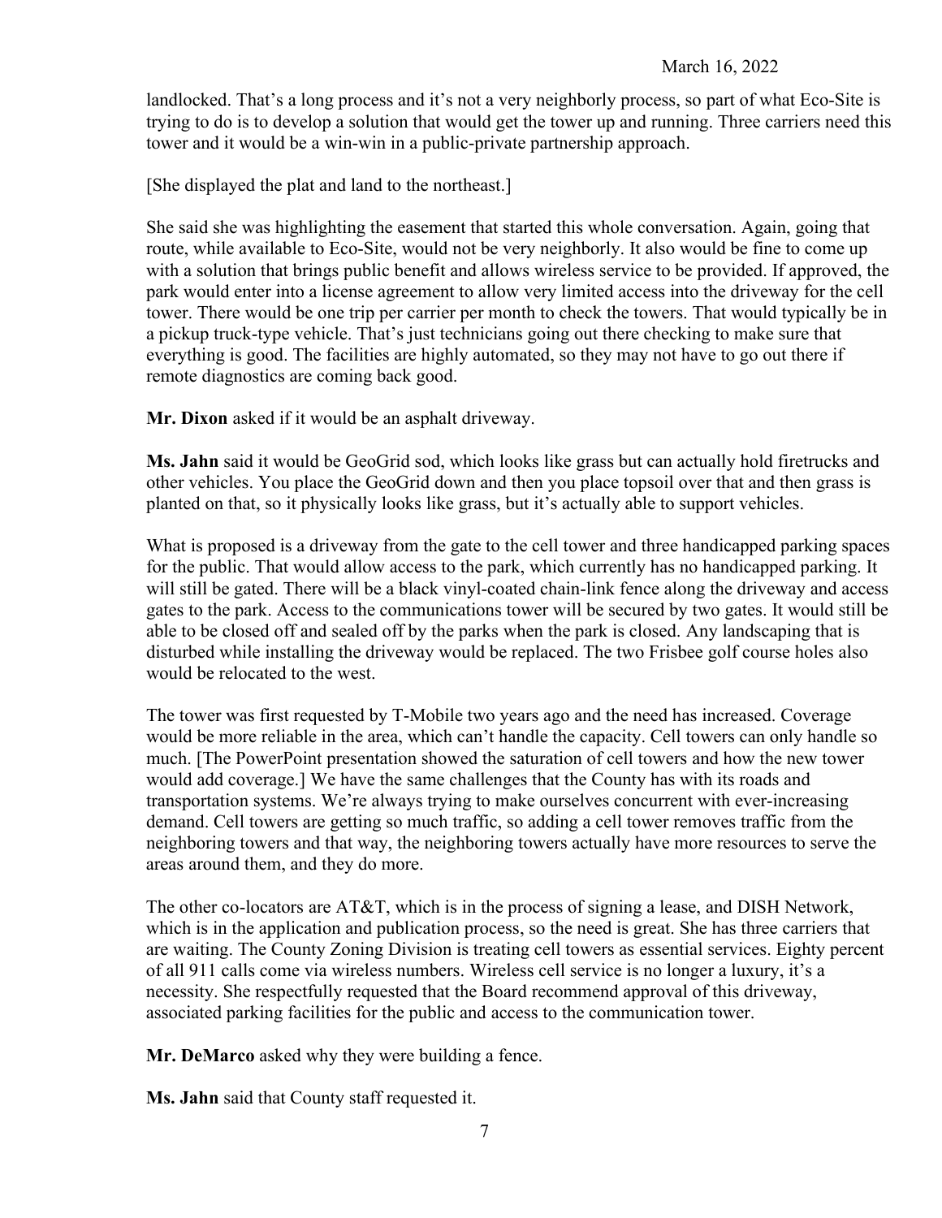landlocked. That's a long process and it's not a very neighborly process, so part of what Eco-Site is trying to do is to develop a solution that would get the tower up and running. Three carriers need this tower and it would be a win-win in a public-private partnership approach.

[She displayed the plat and land to the northeast.]

She said she was highlighting the easement that started this whole conversation. Again, going that route, while available to Eco-Site, would not be very neighborly. It also would be fine to come up with a solution that brings public benefit and allows wireless service to be provided. If approved, the park would enter into a license agreement to allow very limited access into the driveway for the cell tower. There would be one trip per carrier per month to check the towers. That would typically be in a pickup truck-type vehicle. That's just technicians going out there checking to make sure that everything is good. The facilities are highly automated, so they may not have to go out there if remote diagnostics are coming back good.

**Mr. Dixon** asked if it would be an asphalt driveway.

**Ms. Jahn** said it would be GeoGrid sod, which looks like grass but can actually hold firetrucks and other vehicles. You place the GeoGrid down and then you place topsoil over that and then grass is planted on that, so it physically looks like grass, but it's actually able to support vehicles.

What is proposed is a driveway from the gate to the cell tower and three handicapped parking spaces for the public. That would allow access to the park, which currently has no handicapped parking. It will still be gated. There will be a black vinyl-coated chain-link fence along the driveway and access gates to the park. Access to the communications tower will be secured by two gates. It would still be able to be closed off and sealed off by the parks when the park is closed. Any landscaping that is disturbed while installing the driveway would be replaced. The two Frisbee golf course holes also would be relocated to the west.

The tower was first requested by T-Mobile two years ago and the need has increased. Coverage would be more reliable in the area, which can't handle the capacity. Cell towers can only handle so much. [The PowerPoint presentation showed the saturation of cell towers and how the new tower would add coverage.] We have the same challenges that the County has with its roads and transportation systems. We're always trying to make ourselves concurrent with ever-increasing demand. Cell towers are getting so much traffic, so adding a cell tower removes traffic from the neighboring towers and that way, the neighboring towers actually have more resources to serve the areas around them, and they do more.

The other co-locators are AT&T, which is in the process of signing a lease, and DISH Network, which is in the application and publication process, so the need is great. She has three carriers that are waiting. The County Zoning Division is treating cell towers as essential services. Eighty percent of all 911 calls come via wireless numbers. Wireless cell service is no longer a luxury, it's a necessity. She respectfully requested that the Board recommend approval of this driveway, associated parking facilities for the public and access to the communication tower.

**Mr. DeMarco** asked why they were building a fence.

**Ms. Jahn** said that County staff requested it.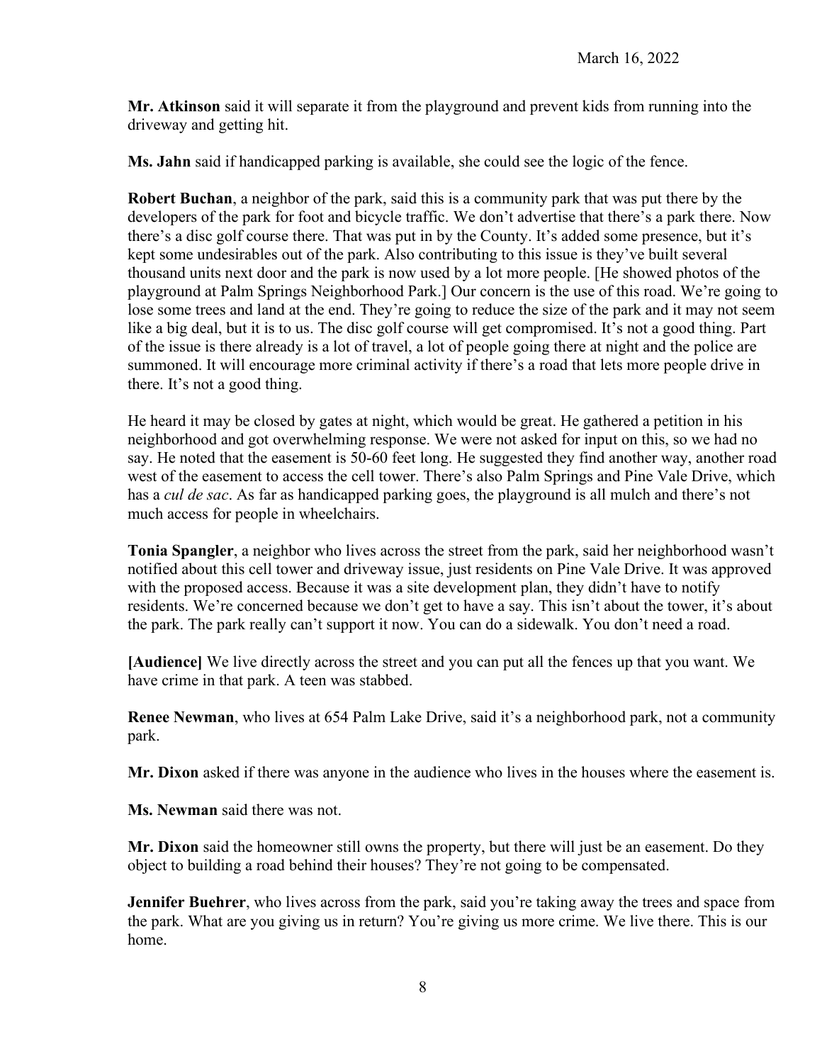**Mr. Atkinson** said it will separate it from the playground and prevent kids from running into the driveway and getting hit.

**Ms. Jahn** said if handicapped parking is available, she could see the logic of the fence.

**Robert Buchan**, a neighbor of the park, said this is a community park that was put there by the developers of the park for foot and bicycle traffic. We don't advertise that there's a park there. Now there's a disc golf course there. That was put in by the County. It's added some presence, but it's kept some undesirables out of the park. Also contributing to this issue is they've built several thousand units next door and the park is now used by a lot more people. [He showed photos of the playground at Palm Springs Neighborhood Park.] Our concern is the use of this road. We're going to lose some trees and land at the end. They're going to reduce the size of the park and it may not seem like a big deal, but it is to us. The disc golf course will get compromised. It's not a good thing. Part of the issue is there already is a lot of travel, a lot of people going there at night and the police are summoned. It will encourage more criminal activity if there's a road that lets more people drive in there. It's not a good thing.

He heard it may be closed by gates at night, which would be great. He gathered a petition in his neighborhood and got overwhelming response. We were not asked for input on this, so we had no say. He noted that the easement is 50-60 feet long. He suggested they find another way, another road west of the easement to access the cell tower. There's also Palm Springs and Pine Vale Drive, which has a *cul de sac*. As far as handicapped parking goes, the playground is all mulch and there's not much access for people in wheelchairs.

**Tonia Spangler**, a neighbor who lives across the street from the park, said her neighborhood wasn't notified about this cell tower and driveway issue, just residents on Pine Vale Drive. It was approved with the proposed access. Because it was a site development plan, they didn't have to notify residents. We're concerned because we don't get to have a say. This isn't about the tower, it's about the park. The park really can't support it now. You can do a sidewalk. You don't need a road.

**[Audience]** We live directly across the street and you can put all the fences up that you want. We have crime in that park. A teen was stabbed.

**Renee Newman**, who lives at 654 Palm Lake Drive, said it's a neighborhood park, not a community park.

**Mr. Dixon** asked if there was anyone in the audience who lives in the houses where the easement is.

**Ms. Newman** said there was not.

**Mr. Dixon** said the homeowner still owns the property, but there will just be an easement. Do they object to building a road behind their houses? They're not going to be compensated.

**Jennifer Buehrer**, who lives across from the park, said you're taking away the trees and space from the park. What are you giving us in return? You're giving us more crime. We live there. This is our home.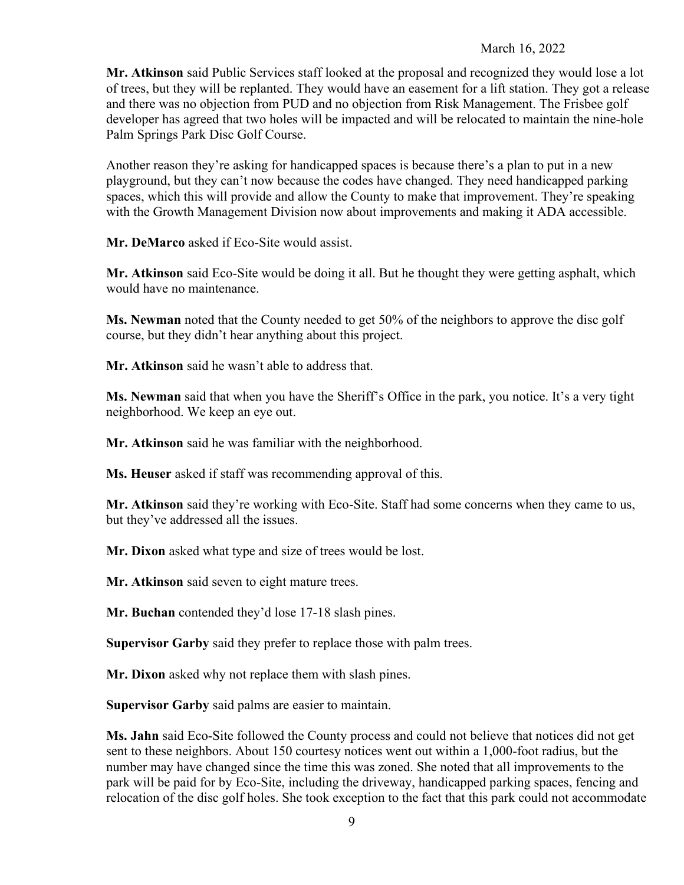**Mr. Atkinson** said Public Services staff looked at the proposal and recognized they would lose a lot of trees, but they will be replanted. They would have an easement for a lift station. They got a release and there was no objection from PUD and no objection from Risk Management. The Frisbee golf developer has agreed that two holes will be impacted and will be relocated to maintain the nine-hole Palm Springs Park Disc Golf Course.

Another reason they're asking for handicapped spaces is because there's a plan to put in a new playground, but they can't now because the codes have changed. They need handicapped parking spaces, which this will provide and allow the County to make that improvement. They're speaking with the Growth Management Division now about improvements and making it ADA accessible.

**Mr. DeMarco** asked if Eco-Site would assist.

**Mr. Atkinson** said Eco-Site would be doing it all. But he thought they were getting asphalt, which would have no maintenance.

**Ms. Newman** noted that the County needed to get 50% of the neighbors to approve the disc golf course, but they didn't hear anything about this project.

**Mr. Atkinson** said he wasn't able to address that.

**Ms. Newman** said that when you have the Sheriff's Office in the park, you notice. It's a very tight neighborhood. We keep an eye out.

**Mr. Atkinson** said he was familiar with the neighborhood.

**Ms. Heuser** asked if staff was recommending approval of this.

**Mr. Atkinson** said they're working with Eco-Site. Staff had some concerns when they came to us, but they've addressed all the issues.

**Mr. Dixon** asked what type and size of trees would be lost.

**Mr. Atkinson** said seven to eight mature trees.

**Mr. Buchan** contended they'd lose 17-18 slash pines.

**Supervisor Garby** said they prefer to replace those with palm trees.

**Mr. Dixon** asked why not replace them with slash pines.

**Supervisor Garby** said palms are easier to maintain.

**Ms. Jahn** said Eco-Site followed the County process and could not believe that notices did not get sent to these neighbors. About 150 courtesy notices went out within a 1,000-foot radius, but the number may have changed since the time this was zoned. She noted that all improvements to the park will be paid for by Eco-Site, including the driveway, handicapped parking spaces, fencing and relocation of the disc golf holes. She took exception to the fact that this park could not accommodate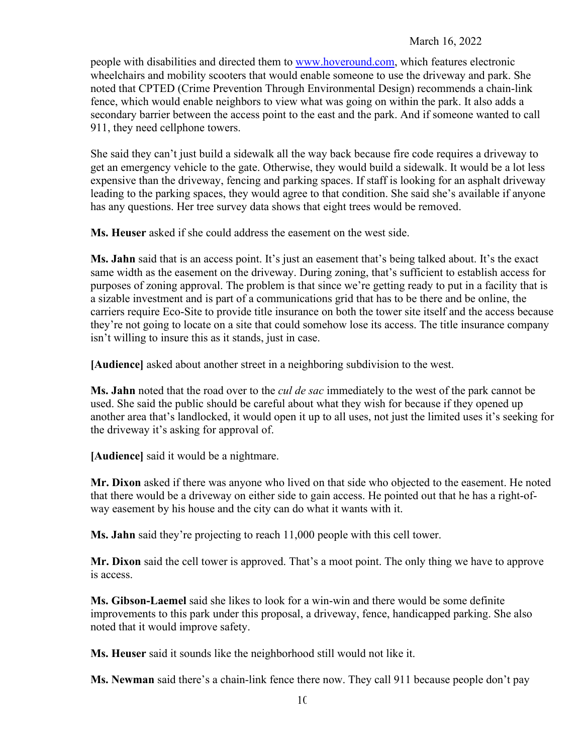people with disabilities and directed them to www.hoveround.com, which features electronic wheelchairs and mobility scooters that would enable someone to use the driveway and park. She noted that CPTED (Crime Prevention Through Environmental Design) recommends a chain-link fence, which would enable neighbors to view what was going on within the park. It also adds a secondary barrier between the access point to the east and the park. And if someone wanted to call 911, they need cellphone towers.

She said they can't just build a sidewalk all the way back because fire code requires a driveway to get an emergency vehicle to the gate. Otherwise, they would build a sidewalk. It would be a lot less expensive than the driveway, fencing and parking spaces. If staff is looking for an asphalt driveway leading to the parking spaces, they would agree to that condition. She said she's available if anyone has any questions. Her tree survey data shows that eight trees would be removed.

**Ms. Heuser** asked if she could address the easement on the west side.

**Ms. Jahn** said that is an access point. It's just an easement that's being talked about. It's the exact same width as the easement on the driveway. During zoning, that's sufficient to establish access for purposes of zoning approval. The problem is that since we're getting ready to put in a facility that is a sizable investment and is part of a communications grid that has to be there and be online, the carriers require Eco-Site to provide title insurance on both the tower site itself and the access because they're not going to locate on a site that could somehow lose its access. The title insurance company isn't willing to insure this as it stands, just in case.

**[Audience]** asked about another street in a neighboring subdivision to the west.

**Ms. Jahn** noted that the road over to the *cul de sac* immediately to the west of the park cannot be used. She said the public should be careful about what they wish for because if they opened up another area that's landlocked, it would open it up to all uses, not just the limited uses it's seeking for the driveway it's asking for approval of.

**[Audience]** said it would be a nightmare.

**Mr. Dixon** asked if there was anyone who lived on that side who objected to the easement. He noted that there would be a driveway on either side to gain access. He pointed out that he has a right-of-way easement by his house and the city can do what it wants with it.

**Ms. Jahn** said they're projecting to reach 11,000 people with this cell tower.

**Mr. Dixon** said the cell tower is approved. That's a moot point. The only thing we have to approve is access.

**Ms. Gibson-Laemel** said she likes to look for a win-win and there would be some definite improvements to this park under this proposal, a driveway, fence, handicapped parking. She also noted that it would improve safety.

**Ms. Heuser** said it sounds like the neighborhood still would not like it.

**Ms. Newman** said there's a chain-link fence there now. They call 911 because people don't pay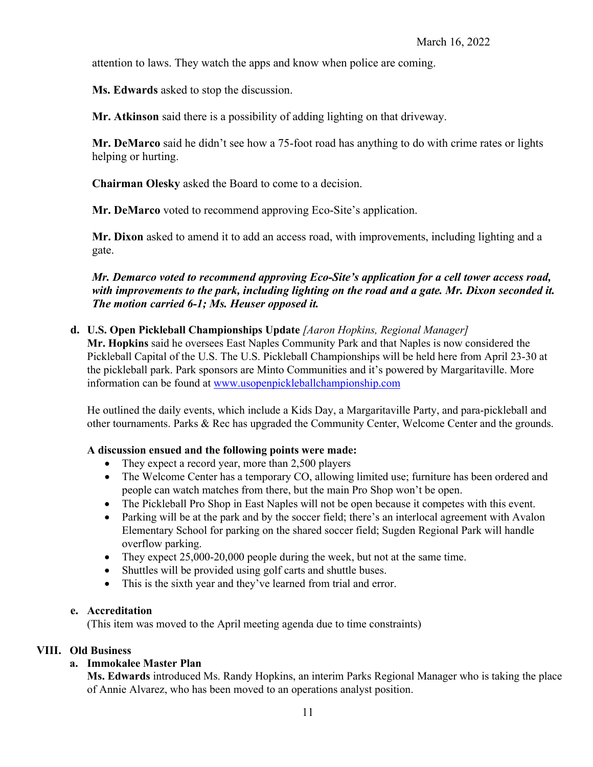attention to laws. They watch the apps and know when police are coming.

**Ms. Edwards** asked to stop the discussion.

**Mr. Atkinson** said there is a possibility of adding lighting on that driveway.

**Mr. DeMarco** said he didn't see how a 75-foot road has anything to do with crime rates or lights helping or hurting.

**Chairman Olesky** asked the Board to come to a decision.

**Mr. DeMarco** voted to recommend approving Eco-Site's application.

**Mr. Dixon** asked to amend it to add an access road, with improvements, including lighting and a gate.

***Mr. Demarco voted to recommend approving Eco-Site's application for a cell tower access road, with improvements to the park, including lighting on the road and a gate. Mr. Dixon seconded it. The motion carried 6-1; Ms. Heuser opposed it.***

**d. U.S. Open Pickleball Championships Update** *[Aaron Hopkins, Regional Manager]*
**Mr. Hopkins** said he oversees East Naples Community Park and that Naples is now considered the Pickleball Capital of the U.S. The U.S. Pickleball Championships will be held here from April 23-30 at the pickleball park. Park sponsors are Minto Communities and it's powered by Margaritaville. More information can be found at www.usopenpickleballchampionship.com

He outlined the daily events, which include a Kids Day, a Margaritaville Party, and para-pickleball and other tournaments. Parks & Rec has upgraded the Community Center, Welcome Center and the grounds.

**A discussion ensued and the following points were made:**

- They expect a record year, more than 2,500 players
- The Welcome Center has a temporary CO, allowing limited use; furniture has been ordered and people can watch matches from there, but the main Pro Shop won't be open.
- The Pickleball Pro Shop in East Naples will not be open because it competes with this event.
- Parking will be at the park and by the soccer field; there's an interlocal agreement with Avalon Elementary School for parking on the shared soccer field; Sugden Regional Park will handle overflow parking.
- They expect 25,000-20,000 people during the week, but not at the same time.
- Shuttles will be provided using golf carts and shuttle buses.
- This is the sixth year and they've learned from trial and error.

**e. Accreditation**
(This item was moved to the April meeting agenda due to time constraints)

## VIII. Old Business

**a. Immokalee Master Plan**
**Ms. Edwards** introduced Ms. Randy Hopkins, an interim Parks Regional Manager who is taking the place of Annie Alvarez, who has been moved to an operations analyst position.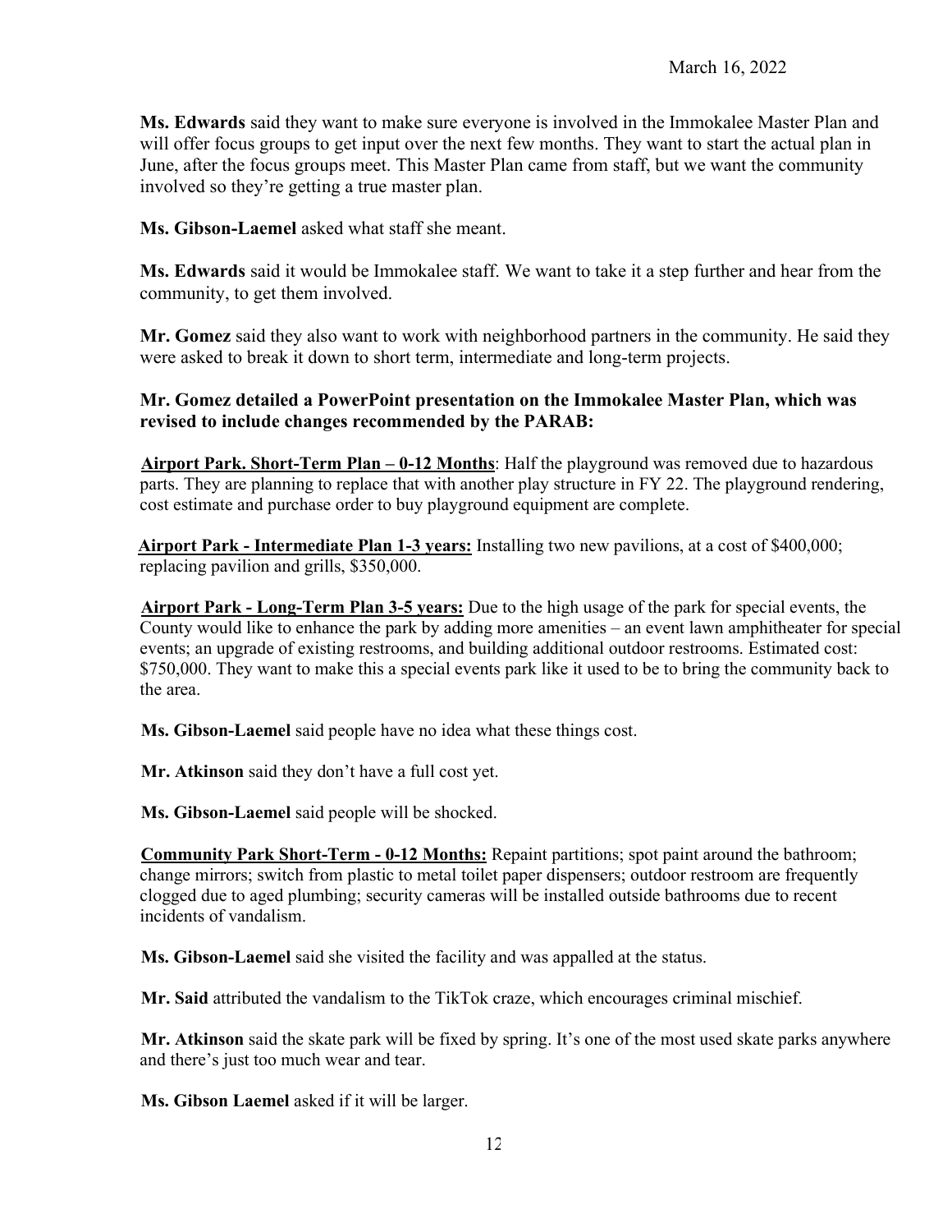**Ms. Edwards** said they want to make sure everyone is involved in the Immokalee Master Plan and will offer focus groups to get input over the next few months. They want to start the actual plan in June, after the focus groups meet. This Master Plan came from staff, but we want the community involved so they're getting a true master plan.

**Ms. Gibson-Laemel** asked what staff she meant.

**Ms. Edwards** said it would be Immokalee staff. We want to take it a step further and hear from the community, to get them involved.

**Mr. Gomez** said they also want to work with neighborhood partners in the community. He said they were asked to break it down to short term, intermediate and long-term projects.

**Mr. Gomez detailed a PowerPoint presentation on the Immokalee Master Plan, which was revised to include changes recommended by the PARAB:**

**<u>Airport Park. Short-Term Plan – 0-12 Months</u>**: Half the playground was removed due to hazardous parts. They are planning to replace that with another play structure in FY 22. The playground rendering, cost estimate and purchase order to buy playground equipment are complete.

**<u>Airport Park - Intermediate Plan 1-3 years:</u>** Installing two new pavilions, at a cost of $400,000; replacing pavilion and grills, $350,000.

**<u>Airport Park - Long-Term Plan 3-5 years:</u>** Due to the high usage of the park for special events, the County would like to enhance the park by adding more amenities – an event lawn amphitheater for special events; an upgrade of existing restrooms, and building additional outdoor restrooms. Estimated cost: $750,000. They want to make this a special events park like it used to be to bring the community back to the area.

**Ms. Gibson-Laemel** said people have no idea what these things cost.

**Mr. Atkinson** said they don't have a full cost yet.

**Ms. Gibson-Laemel** said people will be shocked.

**<u>Community Park Short-Term - 0-12 Months:</u>** Repaint partitions; spot paint around the bathroom; change mirrors; switch from plastic to metal toilet paper dispensers; outdoor restroom are frequently clogged due to aged plumbing; security cameras will be installed outside bathrooms due to recent incidents of vandalism.

**Ms. Gibson-Laemel** said she visited the facility and was appalled at the status.

**Mr. Said** attributed the vandalism to the TikTok craze, which encourages criminal mischief.

**Mr. Atkinson** said the skate park will be fixed by spring. It's one of the most used skate parks anywhere and there's just too much wear and tear.

**Ms. Gibson Laemel** asked if it will be larger.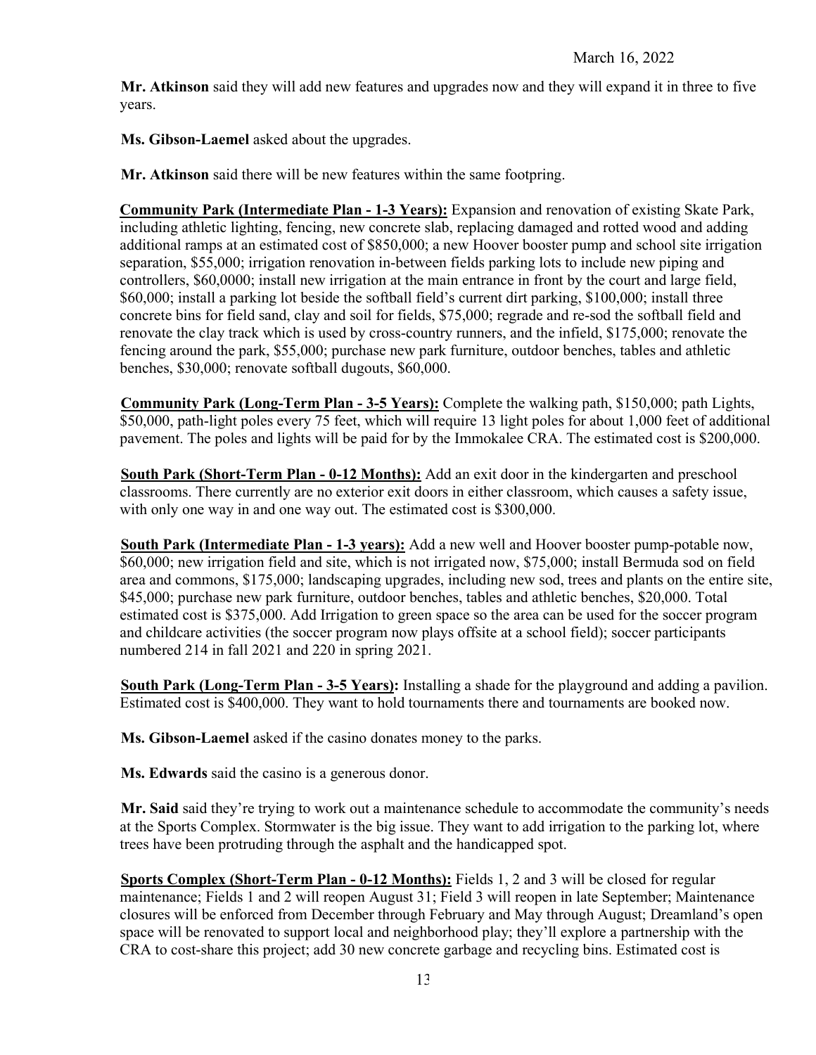**Mr. Atkinson** said they will add new features and upgrades now and they will expand it in three to five years.

**Ms. Gibson-Laemel** asked about the upgrades.

**Mr. Atkinson** said there will be new features within the same footpring.

**Community Park (Intermediate Plan - 1-3 Years):** Expansion and renovation of existing Skate Park, including athletic lighting, fencing, new concrete slab, replacing damaged and rotted wood and adding additional ramps at an estimated cost of $850,000; a new Hoover booster pump and school site irrigation separation, $55,000; irrigation renovation in-between fields parking lots to include new piping and controllers, $60,0000; install new irrigation at the main entrance in front by the court and large field, $60,000; install a parking lot beside the softball field's current dirt parking, $100,000; install three concrete bins for field sand, clay and soil for fields, $75,000; regrade and re-sod the softball field and renovate the clay track which is used by cross-country runners, and the infield, $175,000; renovate the fencing around the park, $55,000; purchase new park furniture, outdoor benches, tables and athletic benches, $30,000; renovate softball dugouts, $60,000.

**Community Park (Long-Term Plan - 3-5 Years):** Complete the walking path, $150,000; path Lights, $50,000, path-light poles every 75 feet, which will require 13 light poles for about 1,000 feet of additional pavement. The poles and lights will be paid for by the Immokalee CRA. The estimated cost is $200,000.

**South Park (Short-Term Plan - 0-12 Months):** Add an exit door in the kindergarten and preschool classrooms. There currently are no exterior exit doors in either classroom, which causes a safety issue, with only one way in and one way out. The estimated cost is $300,000.

**South Park (Intermediate Plan - 1-3 years):** Add a new well and Hoover booster pump-potable now, $60,000; new irrigation field and site, which is not irrigated now, $75,000; install Bermuda sod on field area and commons, $175,000; landscaping upgrades, including new sod, trees and plants on the entire site, $45,000; purchase new park furniture, outdoor benches, tables and athletic benches, $20,000. Total estimated cost is $375,000. Add Irrigation to green space so the area can be used for the soccer program and childcare activities (the soccer program now plays offsite at a school field); soccer participants numbered 214 in fall 2021 and 220 in spring 2021.

**South Park (Long-Term Plan - 3-5 Years):** Installing a shade for the playground and adding a pavilion. Estimated cost is $400,000. They want to hold tournaments there and tournaments are booked now.

**Ms. Gibson-Laemel** asked if the casino donates money to the parks.

**Ms. Edwards** said the casino is a generous donor.

**Mr. Said** said they're trying to work out a maintenance schedule to accommodate the community's needs at the Sports Complex. Stormwater is the big issue. They want to add irrigation to the parking lot, where trees have been protruding through the asphalt and the handicapped spot.

**Sports Complex (Short-Term Plan - 0-12 Months):** Fields 1, 2 and 3 will be closed for regular maintenance; Fields 1 and 2 will reopen August 31; Field 3 will reopen in late September; Maintenance closures will be enforced from December through February and May through August; Dreamland's open space will be renovated to support local and neighborhood play; they'll explore a partnership with the CRA to cost-share this project; add 30 new concrete garbage and recycling bins. Estimated cost is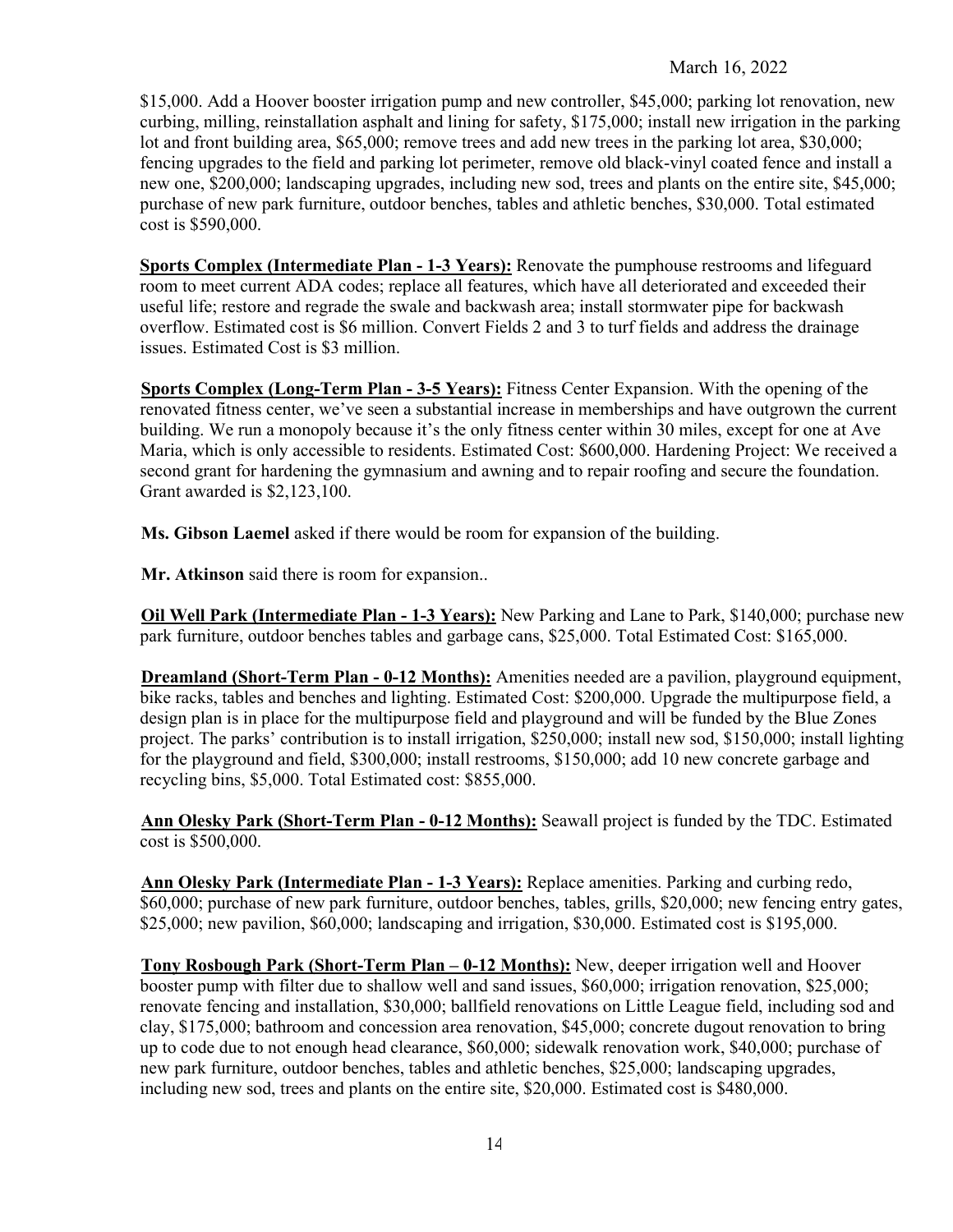$15,000. Add a Hoover booster irrigation pump and new controller, $45,000; parking lot renovation, new curbing, milling, reinstallation asphalt and lining for safety, $175,000; install new irrigation in the parking lot and front building area, $65,000; remove trees and add new trees in the parking lot area, $30,000; fencing upgrades to the field and parking lot perimeter, remove old black-vinyl coated fence and install a new one, $200,000; landscaping upgrades, including new sod, trees and plants on the entire site, $45,000; purchase of new park furniture, outdoor benches, tables and athletic benches, $30,000. Total estimated cost is $590,000.

**Sports Complex (Intermediate Plan - 1-3 Years):** Renovate the pumphouse restrooms and lifeguard room to meet current ADA codes; replace all features, which have all deteriorated and exceeded their useful life; restore and regrade the swale and backwash area; install stormwater pipe for backwash overflow. Estimated cost is $6 million. Convert Fields 2 and 3 to turf fields and address the drainage issues. Estimated Cost is $3 million.

**Sports Complex (Long-Term Plan - 3-5 Years):** Fitness Center Expansion. With the opening of the renovated fitness center, we've seen a substantial increase in memberships and have outgrown the current building. We run a monopoly because it's the only fitness center within 30 miles, except for one at Ave Maria, which is only accessible to residents. Estimated Cost: $600,000. Hardening Project: We received a second grant for hardening the gymnasium and awning and to repair roofing and secure the foundation. Grant awarded is $2,123,100.

**Ms. Gibson Laemel** asked if there would be room for expansion of the building.

**Mr. Atkinson** said there is room for expansion..

**Oil Well Park (Intermediate Plan - 1-3 Years):** New Parking and Lane to Park, $140,000; purchase new park furniture, outdoor benches tables and garbage cans, $25,000. Total Estimated Cost: $165,000.

**Dreamland (Short-Term Plan - 0-12 Months):** Amenities needed are a pavilion, playground equipment, bike racks, tables and benches and lighting. Estimated Cost: $200,000. Upgrade the multipurpose field, a design plan is in place for the multipurpose field and playground and will be funded by the Blue Zones project. The parks' contribution is to install irrigation, $250,000; install new sod, $150,000; install lighting for the playground and field, $300,000; install restrooms, $150,000; add 10 new concrete garbage and recycling bins, $5,000. Total Estimated cost: $855,000.

**Ann Olesky Park (Short-Term Plan - 0-12 Months):** Seawall project is funded by the TDC. Estimated cost is $500,000.

**Ann Olesky Park (Intermediate Plan - 1-3 Years):** Replace amenities. Parking and curbing redo, $60,000; purchase of new park furniture, outdoor benches, tables, grills, $20,000; new fencing entry gates, $25,000; new pavilion, $60,000; landscaping and irrigation, $30,000. Estimated cost is $195,000.

**Tony Rosbough Park (Short-Term Plan – 0-12 Months):** New, deeper irrigation well and Hoover booster pump with filter due to shallow well and sand issues, $60,000; irrigation renovation, $25,000; renovate fencing and installation, $30,000; ballfield renovations on Little League field, including sod and clay, $175,000; bathroom and concession area renovation, $45,000; concrete dugout renovation to bring up to code due to not enough head clearance, $60,000; sidewalk renovation work, $40,000; purchase of new park furniture, outdoor benches, tables and athletic benches, $25,000; landscaping upgrades, including new sod, trees and plants on the entire site, $20,000. Estimated cost is $480,000.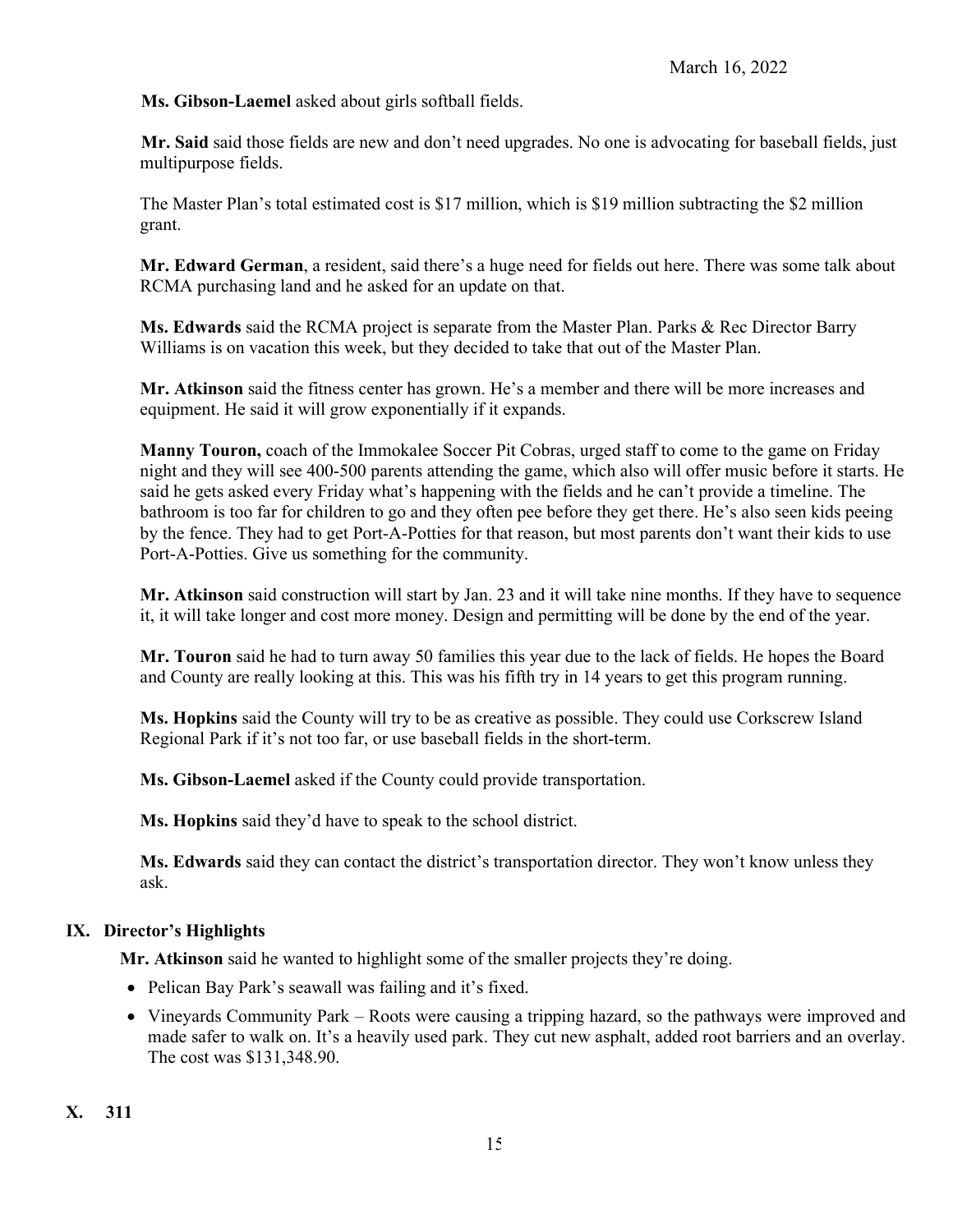**Ms. Gibson-Laemel** asked about girls softball fields.

**Mr. Said** said those fields are new and don't need upgrades. No one is advocating for baseball fields, just multipurpose fields.

The Master Plan's total estimated cost is $17 million, which is $19 million subtracting the $2 million grant.

**Mr. Edward German**, a resident, said there's a huge need for fields out here. There was some talk about RCMA purchasing land and he asked for an update on that.

**Ms. Edwards** said the RCMA project is separate from the Master Plan. Parks & Rec Director Barry Williams is on vacation this week, but they decided to take that out of the Master Plan.

**Mr. Atkinson** said the fitness center has grown. He's a member and there will be more increases and equipment. He said it will grow exponentially if it expands.

**Manny Touron,** coach of the Immokalee Soccer Pit Cobras, urged staff to come to the game on Friday night and they will see 400-500 parents attending the game, which also will offer music before it starts. He said he gets asked every Friday what's happening with the fields and he can't provide a timeline. The bathroom is too far for children to go and they often pee before they get there. He's also seen kids peeing by the fence. They had to get Port-A-Potties for that reason, but most parents don't want their kids to use Port-A-Potties. Give us something for the community.

**Mr. Atkinson** said construction will start by Jan. 23 and it will take nine months. If they have to sequence it, it will take longer and cost more money. Design and permitting will be done by the end of the year.

**Mr. Touron** said he had to turn away 50 families this year due to the lack of fields. He hopes the Board and County are really looking at this. This was his fifth try in 14 years to get this program running.

**Ms. Hopkins** said the County will try to be as creative as possible. They could use Corkscrew Island Regional Park if it's not too far, or use baseball fields in the short-term.

**Ms. Gibson-Laemel** asked if the County could provide transportation.

**Ms. Hopkins** said they'd have to speak to the school district.

**Ms. Edwards** said they can contact the district's transportation director. They won't know unless they ask.

## IX. Director's Highlights

**Mr. Atkinson** said he wanted to highlight some of the smaller projects they're doing.

- Pelican Bay Park's seawall was failing and it's fixed.
- Vineyards Community Park – Roots were causing a tripping hazard, so the pathways were improved and made safer to walk on. It's a heavily used park. They cut new asphalt, added root barriers and an overlay. The cost was $131,348.90.

## X. 311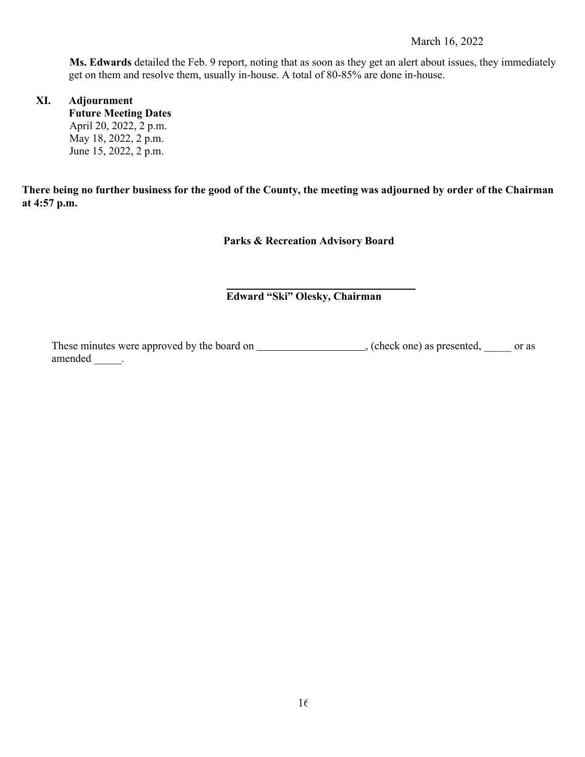**Ms. Edwards** detailed the Feb. 9 report, noting that as soon as they get an alert about issues, they immediately get on them and resolve them, usually in-house. A total of 80-85% are done in-house.

## XI. Adjournment

**Future Meeting Dates**

April 20, 2022, 2 p.m.
May 18, 2022, 2 p.m.
June 15, 2022, 2 p.m.

**There being no further business for the good of the County, the meeting was adjourned by order of the Chairman at 4:57 p.m.**

**Parks & Recreation Advisory Board**

\_\_\_\_\_\_\_\_\_\_\_\_\_\_\_\_\_\_\_\_\_\_\_\_\_\_\_\_\_\_\_\_\_\_\_\_

**Edward "Ski" Olesky, Chairman**

These minutes were approved by the board on \_\_\_\_\_\_\_\_\_\_\_\_\_\_\_\_\_\_\_\_, (check one) as presented, \_\_\_\_\_ or as amended \_\_\_\_\_.